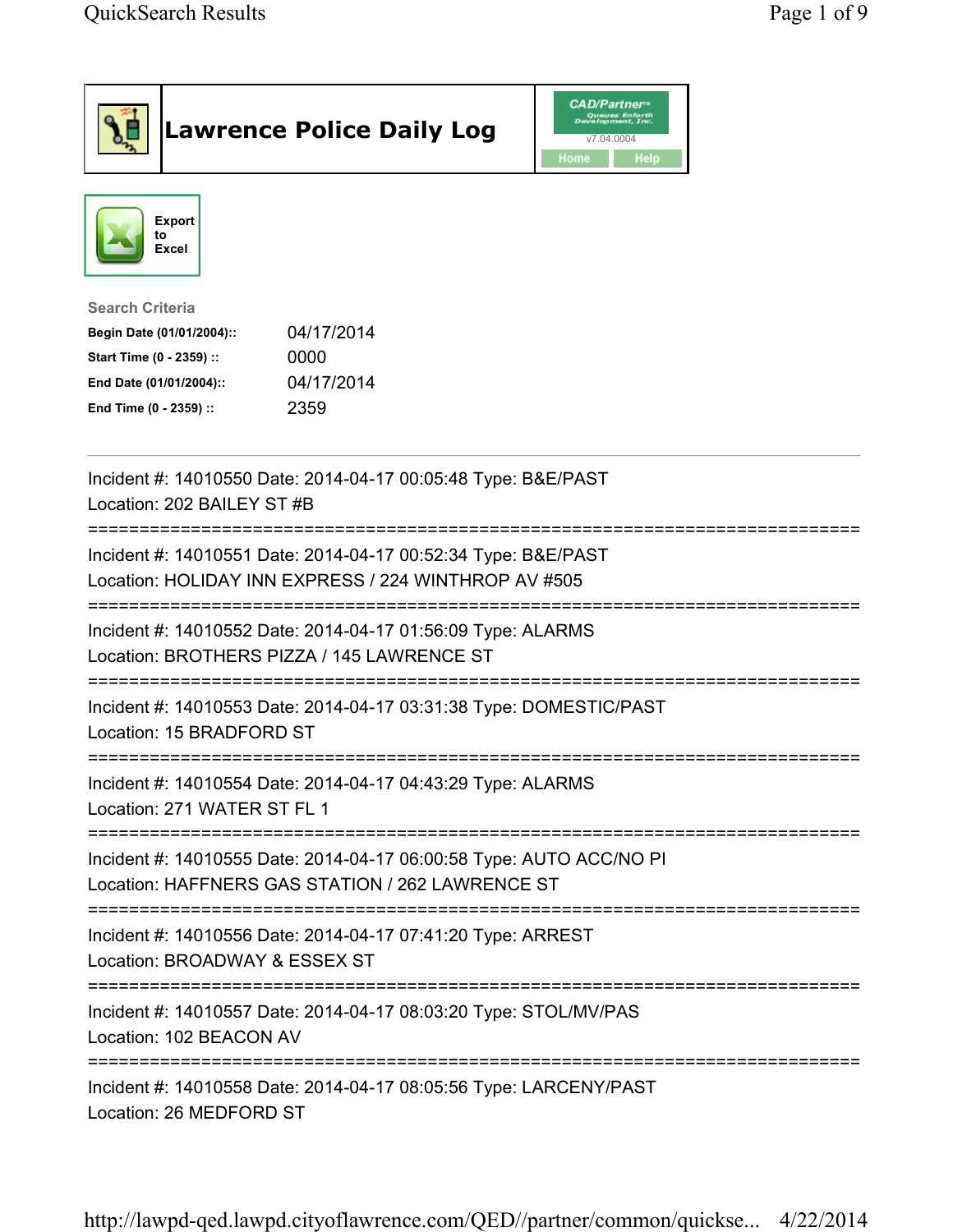# Lawrence Police Daily Log

Export to Excel

**Search Criteria**

| | |
|---|---|
| **Begin Date (01/01/2004)::** | 04/17/2014 |
| **Start Time (0 - 2359) ::** | 0000 |
| **End Date (01/01/2004)::** | 04/17/2014 |
| **End Time (0 - 2359) ::** | 2359 |

---

Incident #: 14010550 Date: 2014-04-17 00:05:48 Type: B&E/PAST
Location: 202 BAILEY ST #B

===========================================================================

Incident #: 14010551 Date: 2014-04-17 00:52:34 Type: B&E/PAST
Location: HOLIDAY INN EXPRESS / 224 WINTHROP AV #505

===========================================================================

Incident #: 14010552 Date: 2014-04-17 01:56:09 Type: ALARMS
Location: BROTHERS PIZZA / 145 LAWRENCE ST

===========================================================================

Incident #: 14010553 Date: 2014-04-17 03:31:38 Type: DOMESTIC/PAST
Location: 15 BRADFORD ST

===========================================================================

Incident #: 14010554 Date: 2014-04-17 04:43:29 Type: ALARMS
Location: 271 WATER ST FL 1

===========================================================================

Incident #: 14010555 Date: 2014-04-17 06:00:58 Type: AUTO ACC/NO PI
Location: HAFFNERS GAS STATION / 262 LAWRENCE ST

===========================================================================

Incident #: 14010556 Date: 2014-04-17 07:41:20 Type: ARREST
Location: BROADWAY & ESSEX ST

===========================================================================

Incident #: 14010557 Date: 2014-04-17 08:03:20 Type: STOL/MV/PAS
Location: 102 BEACON AV

===========================================================================

Incident #: 14010558 Date: 2014-04-17 08:05:56 Type: LARCENY/PAST
Location: 26 MEDFORD ST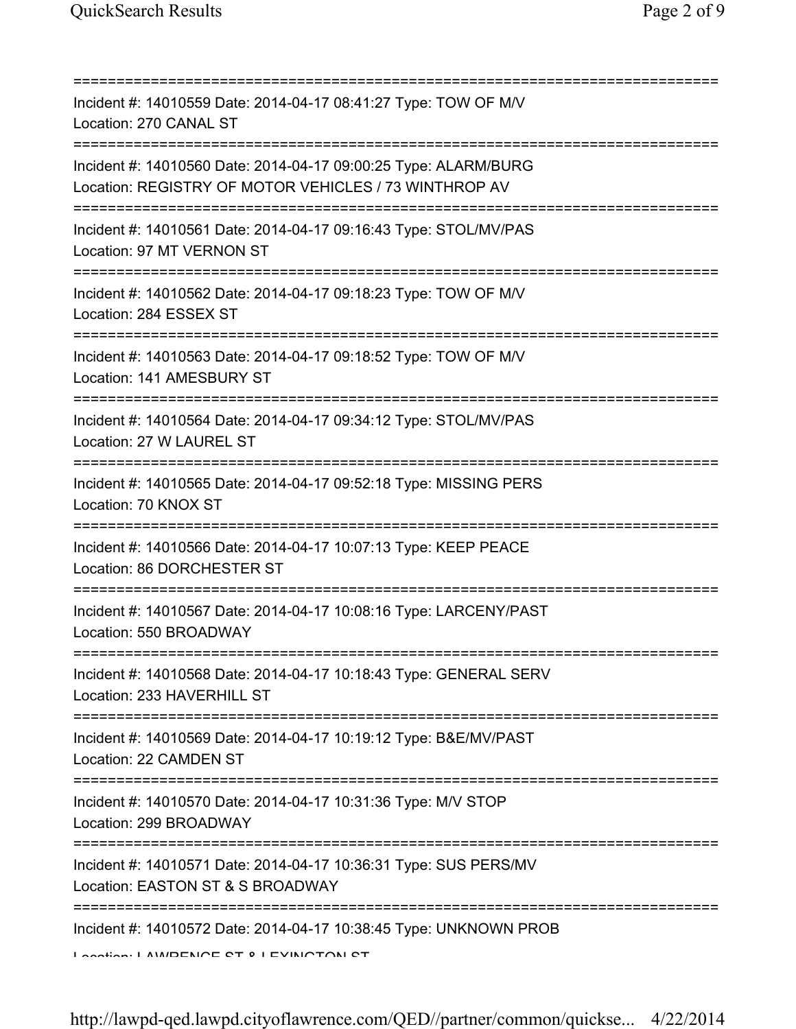==============================================================================
Incident #: 14010559 Date: 2014-04-17 08:41:27 Type: TOW OF M/V
Location: 270 CANAL ST
==============================================================================
Incident #: 14010560 Date: 2014-04-17 09:00:25 Type: ALARM/BURG
Location: REGISTRY OF MOTOR VEHICLES / 73 WINTHROP AV
==============================================================================
Incident #: 14010561 Date: 2014-04-17 09:16:43 Type: STOL/MV/PAS
Location: 97 MT VERNON ST
==============================================================================
Incident #: 14010562 Date: 2014-04-17 09:18:23 Type: TOW OF M/V
Location: 284 ESSEX ST
==============================================================================
Incident #: 14010563 Date: 2014-04-17 09:18:52 Type: TOW OF M/V
Location: 141 AMESBURY ST
==============================================================================
Incident #: 14010564 Date: 2014-04-17 09:34:12 Type: STOL/MV/PAS
Location: 27 W LAUREL ST
==============================================================================
Incident #: 14010565 Date: 2014-04-17 09:52:18 Type: MISSING PERS
Location: 70 KNOX ST
==============================================================================
Incident #: 14010566 Date: 2014-04-17 10:07:13 Type: KEEP PEACE
Location: 86 DORCHESTER ST
==============================================================================
Incident #: 14010567 Date: 2014-04-17 10:08:16 Type: LARCENY/PAST
Location: 550 BROADWAY
==============================================================================
Incident #: 14010568 Date: 2014-04-17 10:18:43 Type: GENERAL SERV
Location: 233 HAVERHILL ST
==============================================================================
Incident #: 14010569 Date: 2014-04-17 10:19:12 Type: B&E/MV/PAST
Location: 22 CAMDEN ST
==============================================================================
Incident #: 14010570 Date: 2014-04-17 10:31:36 Type: M/V STOP
Location: 299 BROADWAY
==============================================================================
Incident #: 14010571 Date: 2014-04-17 10:36:31 Type: SUS PERS/MV
Location: EASTON ST & S BROADWAY
==============================================================================
Incident #: 14010572 Date: 2014-04-17 10:38:45 Type: UNKNOWN PROB
Location: LAWRENCE ST & LEXINGTON ST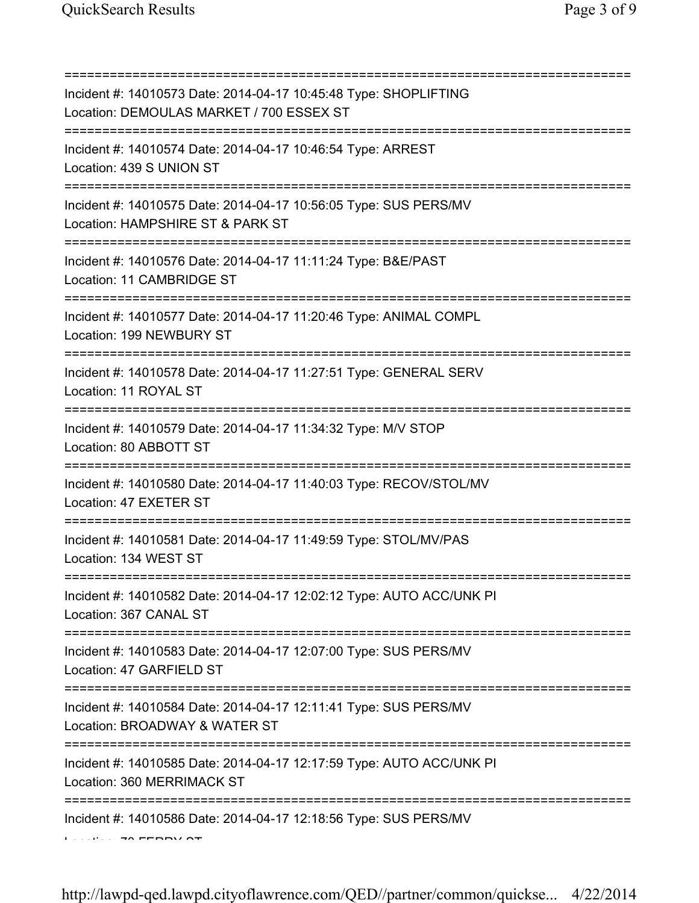===========================================================================

Incident #: 14010573 Date: 2014-04-17 10:45:48 Type: SHOPLIFTING
Location: DEMOULAS MARKET / 700 ESSEX ST

===========================================================================

Incident #: 14010574 Date: 2014-04-17 10:46:54 Type: ARREST
Location: 439 S UNION ST

===========================================================================

Incident #: 14010575 Date: 2014-04-17 10:56:05 Type: SUS PERS/MV
Location: HAMPSHIRE ST & PARK ST

===========================================================================

Incident #: 14010576 Date: 2014-04-17 11:11:24 Type: B&E/PAST
Location: 11 CAMBRIDGE ST

===========================================================================

Incident #: 14010577 Date: 2014-04-17 11:20:46 Type: ANIMAL COMPL
Location: 199 NEWBURY ST

===========================================================================

Incident #: 14010578 Date: 2014-04-17 11:27:51 Type: GENERAL SERV
Location: 11 ROYAL ST

===========================================================================

Incident #: 14010579 Date: 2014-04-17 11:34:32 Type: M/V STOP
Location: 80 ABBOTT ST

===========================================================================

Incident #: 14010580 Date: 2014-04-17 11:40:03 Type: RECOV/STOL/MV
Location: 47 EXETER ST

===========================================================================

Incident #: 14010581 Date: 2014-04-17 11:49:59 Type: STOL/MV/PAS
Location: 134 WEST ST

===========================================================================

Incident #: 14010582 Date: 2014-04-17 12:02:12 Type: AUTO ACC/UNK PI
Location: 367 CANAL ST

===========================================================================

Incident #: 14010583 Date: 2014-04-17 12:07:00 Type: SUS PERS/MV
Location: 47 GARFIELD ST

===========================================================================

Incident #: 14010584 Date: 2014-04-17 12:11:41 Type: SUS PERS/MV
Location: BROADWAY & WATER ST

===========================================================================

Incident #: 14010585 Date: 2014-04-17 12:17:59 Type: AUTO ACC/UNK PI
Location: 360 MERRIMACK ST

===========================================================================

Incident #: 14010586 Date: 2014-04-17 12:18:56 Type: SUS PERS/MV
Location: 70 FERRY ST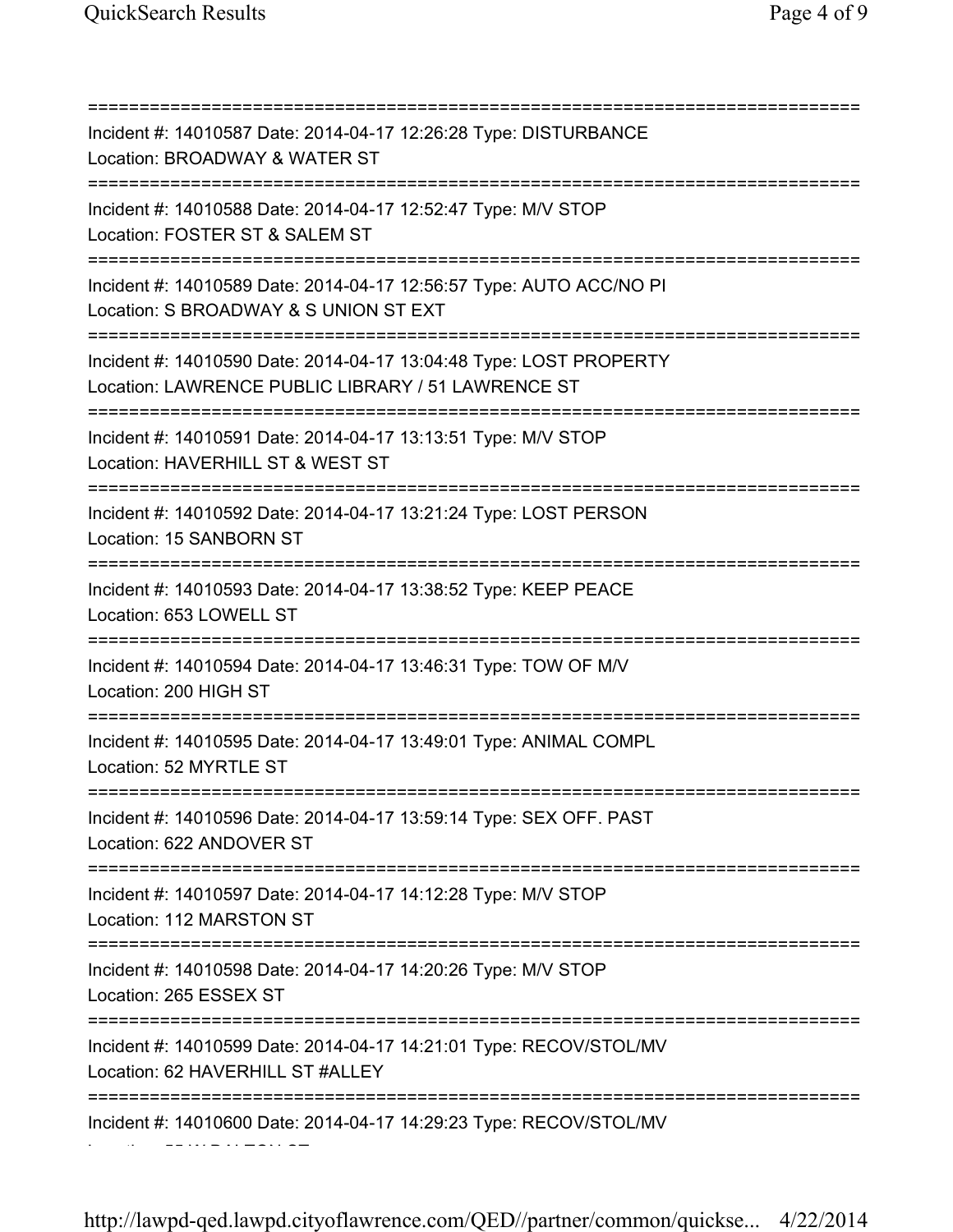===========================================================================

Incident #: 14010587 Date: 2014-04-17 12:26:28 Type: DISTURBANCE
Location: BROADWAY & WATER ST

===========================================================================

Incident #: 14010588 Date: 2014-04-17 12:52:47 Type: M/V STOP
Location: FOSTER ST & SALEM ST

===========================================================================

Incident #: 14010589 Date: 2014-04-17 12:56:57 Type: AUTO ACC/NO PI
Location: S BROADWAY & S UNION ST EXT

===========================================================================

Incident #: 14010590 Date: 2014-04-17 13:04:48 Type: LOST PROPERTY
Location: LAWRENCE PUBLIC LIBRARY / 51 LAWRENCE ST

===========================================================================

Incident #: 14010591 Date: 2014-04-17 13:13:51 Type: M/V STOP
Location: HAVERHILL ST & WEST ST

===========================================================================

Incident #: 14010592 Date: 2014-04-17 13:21:24 Type: LOST PERSON
Location: 15 SANBORN ST

===========================================================================

Incident #: 14010593 Date: 2014-04-17 13:38:52 Type: KEEP PEACE
Location: 653 LOWELL ST

===========================================================================

Incident #: 14010594 Date: 2014-04-17 13:46:31 Type: TOW OF M/V
Location: 200 HIGH ST

===========================================================================

Incident #: 14010595 Date: 2014-04-17 13:49:01 Type: ANIMAL COMPL
Location: 52 MYRTLE ST

===========================================================================

Incident #: 14010596 Date: 2014-04-17 13:59:14 Type: SEX OFF. PAST
Location: 622 ANDOVER ST

===========================================================================

Incident #: 14010597 Date: 2014-04-17 14:12:28 Type: M/V STOP
Location: 112 MARSTON ST

===========================================================================

Incident #: 14010598 Date: 2014-04-17 14:20:26 Type: M/V STOP
Location: 265 ESSEX ST

===========================================================================

Incident #: 14010599 Date: 2014-04-17 14:21:01 Type: RECOV/STOL/MV
Location: 62 HAVERHILL ST #ALLEY

===========================================================================

Incident #: 14010600 Date: 2014-04-17 14:29:23 Type: RECOV/STOL/MV
Location: 55 WALTON ST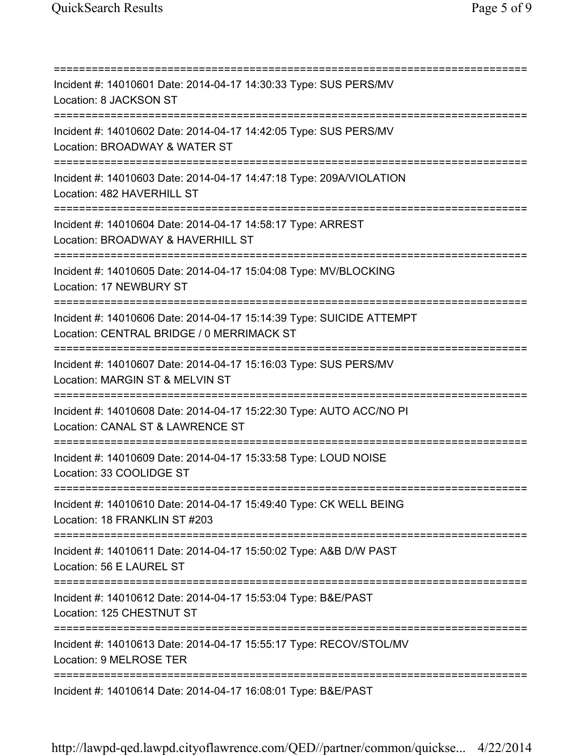===========================================================================
Incident #: 14010601 Date: 2014-04-17 14:30:33 Type: SUS PERS/MV
Location: 8 JACKSON ST
===========================================================================
Incident #: 14010602 Date: 2014-04-17 14:42:05 Type: SUS PERS/MV
Location: BROADWAY & WATER ST
===========================================================================
Incident #: 14010603 Date: 2014-04-17 14:47:18 Type: 209A/VIOLATION
Location: 482 HAVERHILL ST
===========================================================================
Incident #: 14010604 Date: 2014-04-17 14:58:17 Type: ARREST
Location: BROADWAY & HAVERHILL ST
===========================================================================
Incident #: 14010605 Date: 2014-04-17 15:04:08 Type: MV/BLOCKING
Location: 17 NEWBURY ST
===========================================================================
Incident #: 14010606 Date: 2014-04-17 15:14:39 Type: SUICIDE ATTEMPT
Location: CENTRAL BRIDGE / 0 MERRIMACK ST
===========================================================================
Incident #: 14010607 Date: 2014-04-17 15:16:03 Type: SUS PERS/MV
Location: MARGIN ST & MELVIN ST
===========================================================================
Incident #: 14010608 Date: 2014-04-17 15:22:30 Type: AUTO ACC/NO PI
Location: CANAL ST & LAWRENCE ST
===========================================================================
Incident #: 14010609 Date: 2014-04-17 15:33:58 Type: LOUD NOISE
Location: 33 COOLIDGE ST
===========================================================================
Incident #: 14010610 Date: 2014-04-17 15:49:40 Type: CK WELL BEING
Location: 18 FRANKLIN ST #203
===========================================================================
Incident #: 14010611 Date: 2014-04-17 15:50:02 Type: A&B D/W PAST
Location: 56 E LAUREL ST
===========================================================================
Incident #: 14010612 Date: 2014-04-17 15:53:04 Type: B&E/PAST
Location: 125 CHESTNUT ST
===========================================================================
Incident #: 14010613 Date: 2014-04-17 15:55:17 Type: RECOV/STOL/MV
Location: 9 MELROSE TER
===========================================================================
Incident #: 14010614 Date: 2014-04-17 16:08:01 Type: B&E/PAST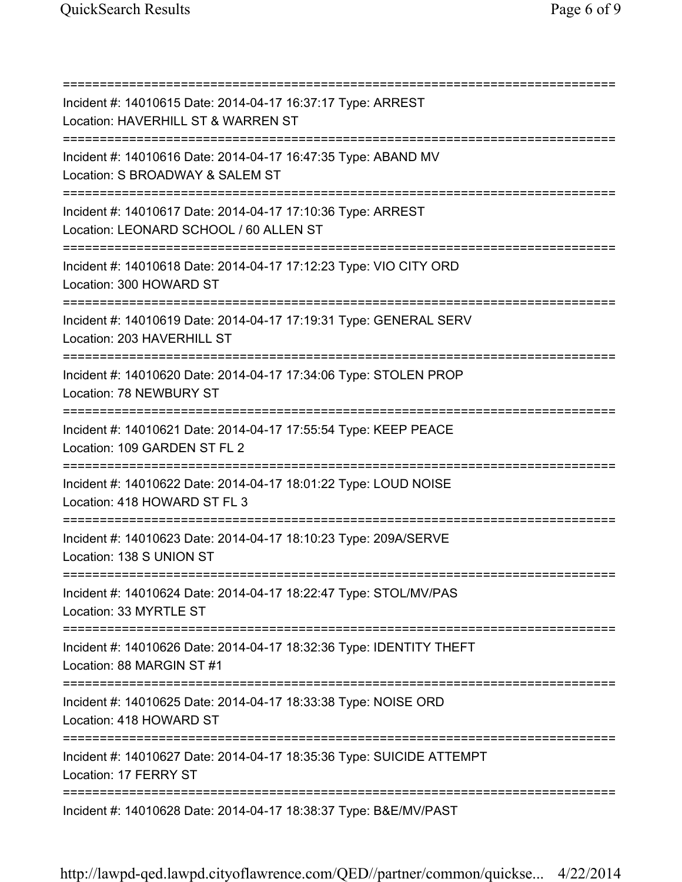===========================================================================
Incident #: 14010615 Date: 2014-04-17 16:37:17 Type: ARREST
Location: HAVERHILL ST & WARREN ST
===========================================================================
Incident #: 14010616 Date: 2014-04-17 16:47:35 Type: ABAND MV
Location: S BROADWAY & SALEM ST
===========================================================================
Incident #: 14010617 Date: 2014-04-17 17:10:36 Type: ARREST
Location: LEONARD SCHOOL / 60 ALLEN ST
===========================================================================
Incident #: 14010618 Date: 2014-04-17 17:12:23 Type: VIO CITY ORD
Location: 300 HOWARD ST
===========================================================================
Incident #: 14010619 Date: 2014-04-17 17:19:31 Type: GENERAL SERV
Location: 203 HAVERHILL ST
===========================================================================
Incident #: 14010620 Date: 2014-04-17 17:34:06 Type: STOLEN PROP
Location: 78 NEWBURY ST
===========================================================================
Incident #: 14010621 Date: 2014-04-17 17:55:54 Type: KEEP PEACE
Location: 109 GARDEN ST FL 2
===========================================================================
Incident #: 14010622 Date: 2014-04-17 18:01:22 Type: LOUD NOISE
Location: 418 HOWARD ST FL 3
===========================================================================
Incident #: 14010623 Date: 2014-04-17 18:10:23 Type: 209A/SERVE
Location: 138 S UNION ST
===========================================================================
Incident #: 14010624 Date: 2014-04-17 18:22:47 Type: STOL/MV/PAS
Location: 33 MYRTLE ST
===========================================================================
Incident #: 14010626 Date: 2014-04-17 18:32:36 Type: IDENTITY THEFT
Location: 88 MARGIN ST #1
===========================================================================
Incident #: 14010625 Date: 2014-04-17 18:33:38 Type: NOISE ORD
Location: 418 HOWARD ST
===========================================================================
Incident #: 14010627 Date: 2014-04-17 18:35:36 Type: SUICIDE ATTEMPT
Location: 17 FERRY ST
===========================================================================
Incident #: 14010628 Date: 2014-04-17 18:38:37 Type: B&E/MV/PAST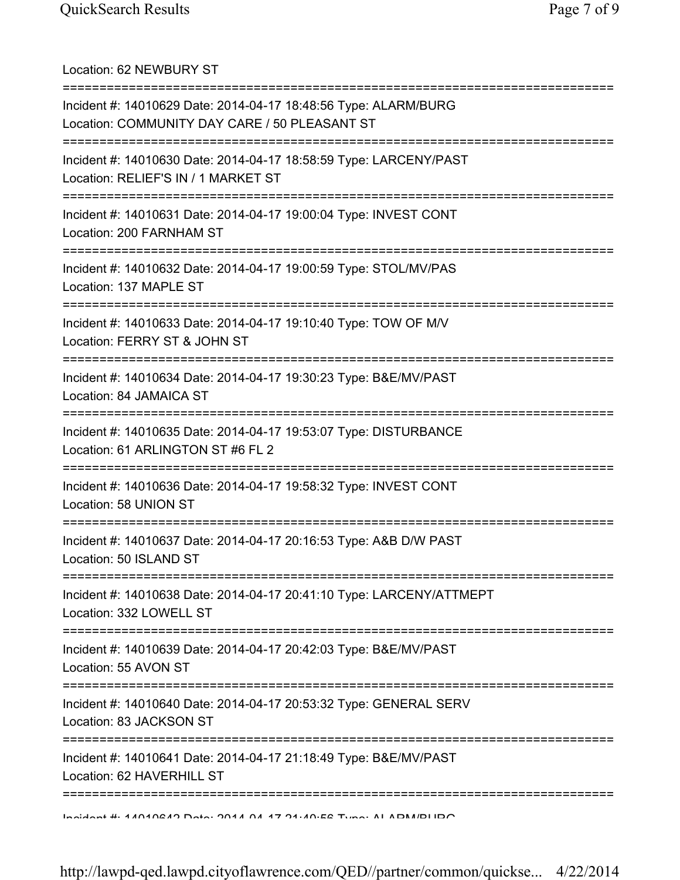Location: 62 NEWBURY ST

===========================================================================

Incident #: 14010629 Date: 2014-04-17 18:48:56 Type: ALARM/BURG
Location: COMMUNITY DAY CARE / 50 PLEASANT ST

===========================================================================

Incident #: 14010630 Date: 2014-04-17 18:58:59 Type: LARCENY/PAST
Location: RELIEF'S IN / 1 MARKET ST

===========================================================================

Incident #: 14010631 Date: 2014-04-17 19:00:04 Type: INVEST CONT
Location: 200 FARNHAM ST

===========================================================================

Incident #: 14010632 Date: 2014-04-17 19:00:59 Type: STOL/MV/PAS
Location: 137 MAPLE ST

===========================================================================

Incident #: 14010633 Date: 2014-04-17 19:10:40 Type: TOW OF M/V
Location: FERRY ST & JOHN ST

===========================================================================

Incident #: 14010634 Date: 2014-04-17 19:30:23 Type: B&E/MV/PAST
Location: 84 JAMAICA ST

===========================================================================

Incident #: 14010635 Date: 2014-04-17 19:53:07 Type: DISTURBANCE
Location: 61 ARLINGTON ST #6 FL 2

===========================================================================

Incident #: 14010636 Date: 2014-04-17 19:58:32 Type: INVEST CONT
Location: 58 UNION ST

===========================================================================

Incident #: 14010637 Date: 2014-04-17 20:16:53 Type: A&B D/W PAST
Location: 50 ISLAND ST

===========================================================================

Incident #: 14010638 Date: 2014-04-17 20:41:10 Type: LARCENY/ATTMEPT
Location: 332 LOWELL ST

===========================================================================

Incident #: 14010639 Date: 2014-04-17 20:42:03 Type: B&E/MV/PAST
Location: 55 AVON ST

===========================================================================

Incident #: 14010640 Date: 2014-04-17 20:53:32 Type: GENERAL SERV
Location: 83 JACKSON ST

===========================================================================

Incident #: 14010641 Date: 2014-04-17 21:18:49 Type: B&E/MV/PAST
Location: 62 HAVERHILL ST

===========================================================================

Incident #: 14010642 Date: 2014-04-17 21:40:56 Type: ALARM/BURG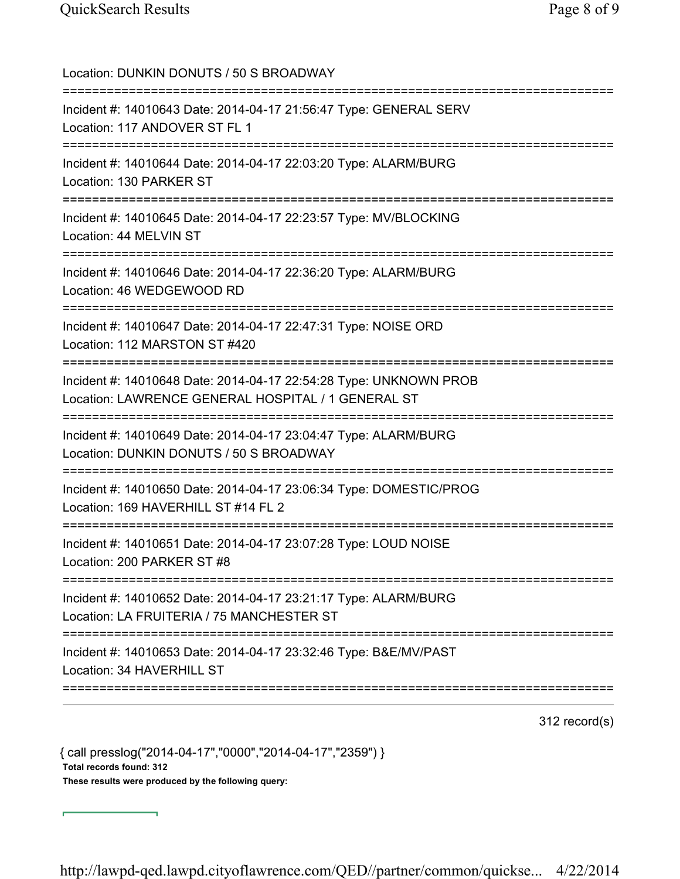Location: DUNKIN DONUTS / 50 S BROADWAY

===========================================================================

Incident #: 14010643 Date: 2014-04-17 21:56:47 Type: GENERAL SERV

Location: 117 ANDOVER ST FL 1

===========================================================================

Incident #: 14010644 Date: 2014-04-17 22:03:20 Type: ALARM/BURG

Location: 130 PARKER ST

===========================================================================

Incident #: 14010645 Date: 2014-04-17 22:23:57 Type: MV/BLOCKING

Location: 44 MELVIN ST

===========================================================================

Incident #: 14010646 Date: 2014-04-17 22:36:20 Type: ALARM/BURG

Location: 46 WEDGEWOOD RD

===========================================================================

Incident #: 14010647 Date: 2014-04-17 22:47:31 Type: NOISE ORD

Location: 112 MARSTON ST #420

===========================================================================

Incident #: 14010648 Date: 2014-04-17 22:54:28 Type: UNKNOWN PROB

Location: LAWRENCE GENERAL HOSPITAL / 1 GENERAL ST

===========================================================================

Incident #: 14010649 Date: 2014-04-17 23:04:47 Type: ALARM/BURG

Location: DUNKIN DONUTS / 50 S BROADWAY

===========================================================================

Incident #: 14010650 Date: 2014-04-17 23:06:34 Type: DOMESTIC/PROG

Location: 169 HAVERHILL ST #14 FL 2

===========================================================================

Incident #: 14010651 Date: 2014-04-17 23:07:28 Type: LOUD NOISE

Location: 200 PARKER ST #8

===========================================================================

Incident #: 14010652 Date: 2014-04-17 23:21:17 Type: ALARM/BURG

Location: LA FRUITERIA / 75 MANCHESTER ST

===========================================================================

Incident #: 14010653 Date: 2014-04-17 23:32:46 Type: B&E/MV/PAST

Location: 34 HAVERHILL ST

===========================================================================

312 record(s)

{ call presslog("2014-04-17","0000","2014-04-17","2359") }

**Total records found: 312**

**These results were produced by the following query:**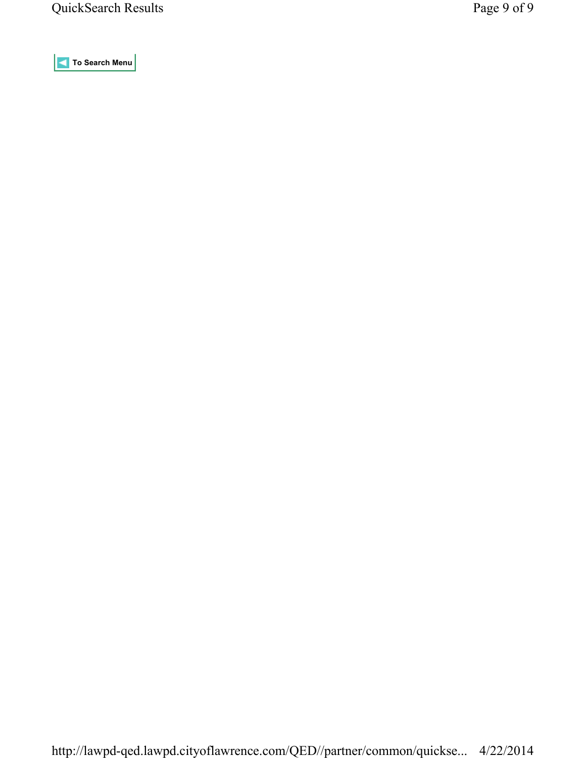To Search Menu